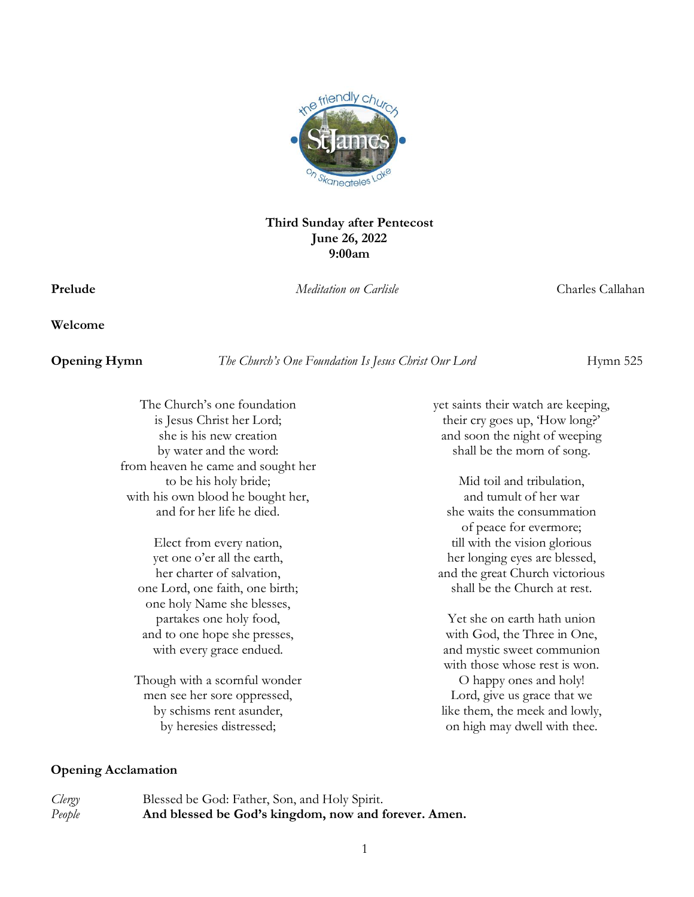**Third Sunday after Pentecost**
**June 26, 2022**
**9:00am**

**Prelude** *Meditation on Carlisle* Charles Callahan

**Welcome**

**Opening Hymn** *The Church's One Foundation Is Jesus Christ Our Lord* Hymn 525

The Church's one foundation
is Jesus Christ her Lord;
she is his new creation
by water and the word:
from heaven he came and sought her
to be his holy bride;
with his own blood he bought her,
and for her life he died.

Elect from every nation,
yet one o'er all the earth,
her charter of salvation,
one Lord, one faith, one birth;
one holy Name she blesses,
partakes one holy food,
and to one hope she presses,
with every grace endued.

Though with a scornful wonder
men see her sore oppressed,
by schisms rent asunder,
by heresies distressed;
yet saints their watch are keeping,
their cry goes up, 'How long?'
and soon the night of weeping
shall be the morn of song.

Mid toil and tribulation,
and tumult of her war
she waits the consummation
of peace for evermore;
till with the vision glorious
her longing eyes are blessed,
and the great Church victorious
shall be the Church at rest.

Yet she on earth hath union
with God, the Three in One,
and mystic sweet communion
with those whose rest is won.
O happy ones and holy!
Lord, give us grace that we
like them, the meek and lowly,
on high may dwell with thee.

**Opening Acclamation**

*Clergy* Blessed be God: Father, Son, and Holy Spirit.
*People* **And blessed be God's kingdom, now and forever. Amen.**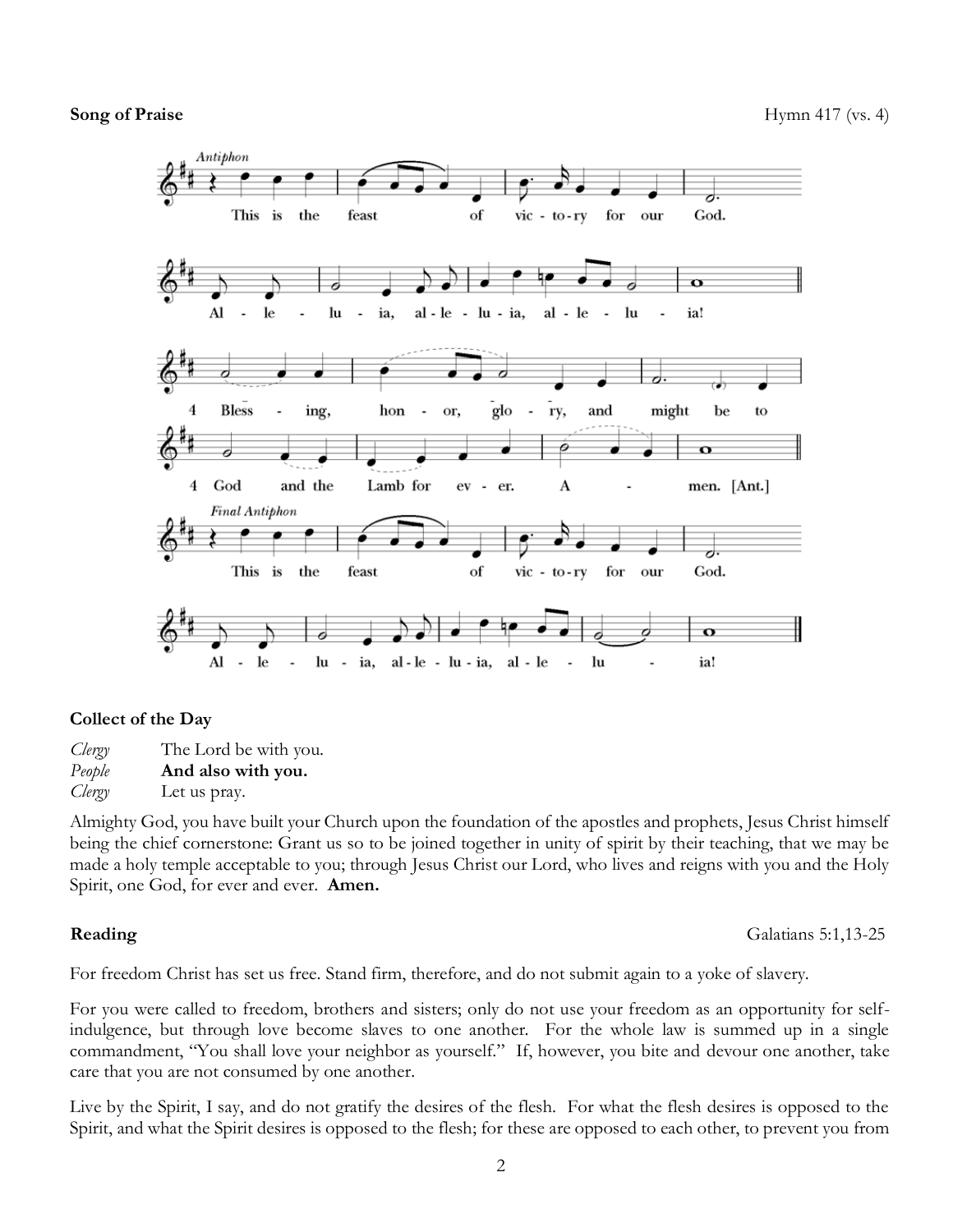**Song of Praise** Hymn 417 (vs. 4)

*Antiphon*

This is the feast of vic-to-ry for our God.

Al-le-lu-ia, al-le-lu-ia, al-le-lu-ia!

4 Bless-ing, hon-or, glo-ry, and might be to

God and the Lamb for ev-er. A-men. [Ant.]

*Final Antiphon*

This is the feast of vic-to-ry for our God.

Al-le-lu-ia, al-le-lu-ia, al-le-lu-ia!

**Collect of the Day**

*Clergy* The Lord be with you.
*People* **And also with you.**
*Clergy* Let us pray.

Almighty God, you have built your Church upon the foundation of the apostles and prophets, Jesus Christ himself being the chief cornerstone: Grant us so to be joined together in unity of spirit by their teaching, that we may be made a holy temple acceptable to you; through Jesus Christ our Lord, who lives and reigns with you and the Holy Spirit, one God, for ever and ever. **Amen.**

**Reading** Galatians 5:1,13-25

For freedom Christ has set us free. Stand firm, therefore, and do not submit again to a yoke of slavery.

For you were called to freedom, brothers and sisters; only do not use your freedom as an opportunity for self-indulgence, but through love become slaves to one another. For the whole law is summed up in a single commandment, "You shall love your neighbor as yourself." If, however, you bite and devour one another, take care that you are not consumed by one another.

Live by the Spirit, I say, and do not gratify the desires of the flesh. For what the flesh desires is opposed to the Spirit, and what the Spirit desires is opposed to the flesh; for these are opposed to each other, to prevent you from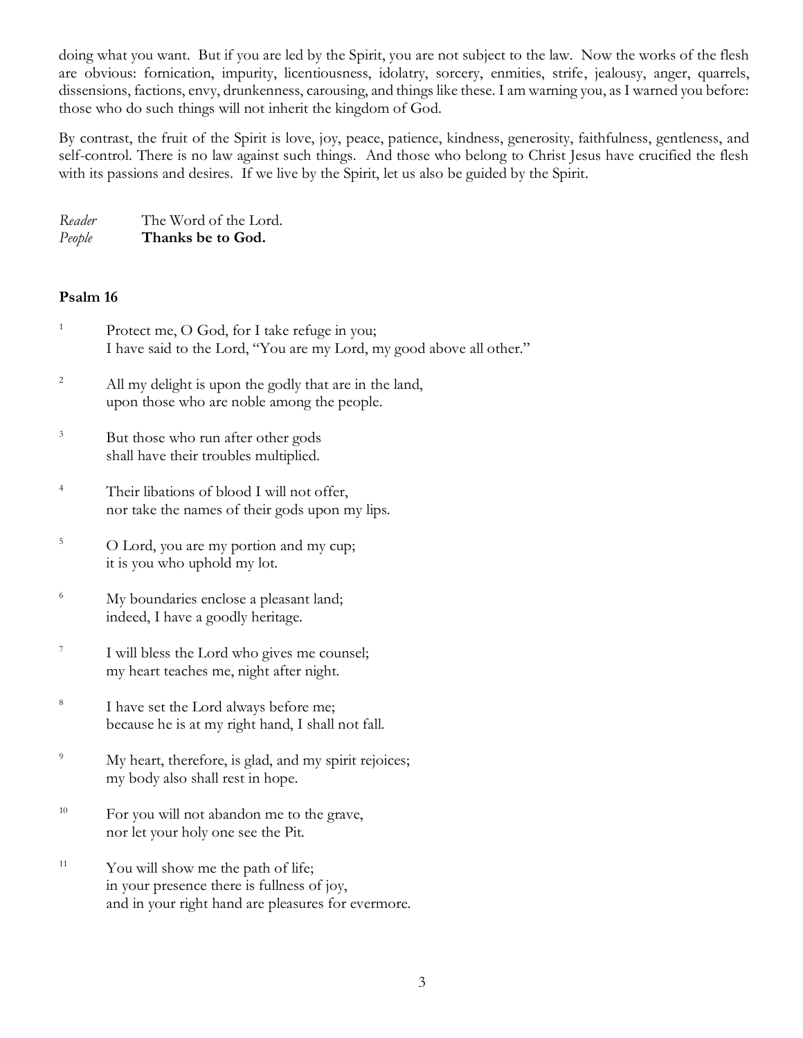doing what you want. But if you are led by the Spirit, you are not subject to the law. Now the works of the flesh are obvious: fornication, impurity, licentiousness, idolatry, sorcery, enmities, strife, jealousy, anger, quarrels, dissensions, factions, envy, drunkenness, carousing, and things like these. I am warning you, as I warned you before: those who do such things will not inherit the kingdom of God.

By contrast, the fruit of the Spirit is love, joy, peace, patience, kindness, generosity, faithfulness, gentleness, and self-control. There is no law against such things. And those who belong to Christ Jesus have crucified the flesh with its passions and desires. If we live by the Spirit, let us also be guided by the Spirit.

*Reader* The Word of the Lord.
*People* **Thanks be to God.**

**Psalm 16**

1 Protect me, O God, for I take refuge in you;
I have said to the Lord, "You are my Lord, my good above all other."

2 All my delight is upon the godly that are in the land,
upon those who are noble among the people.

3 But those who run after other gods
shall have their troubles multiplied.

4 Their libations of blood I will not offer,
nor take the names of their gods upon my lips.

5 O Lord, you are my portion and my cup;
it is you who uphold my lot.

6 My boundaries enclose a pleasant land;
indeed, I have a goodly heritage.

7 I will bless the Lord who gives me counsel;
my heart teaches me, night after night.

8 I have set the Lord always before me;
because he is at my right hand, I shall not fall.

9 My heart, therefore, is glad, and my spirit rejoices;
my body also shall rest in hope.

10 For you will not abandon me to the grave,
nor let your holy one see the Pit.

11 You will show me the path of life;
in your presence there is fullness of joy,
and in your right hand are pleasures for evermore.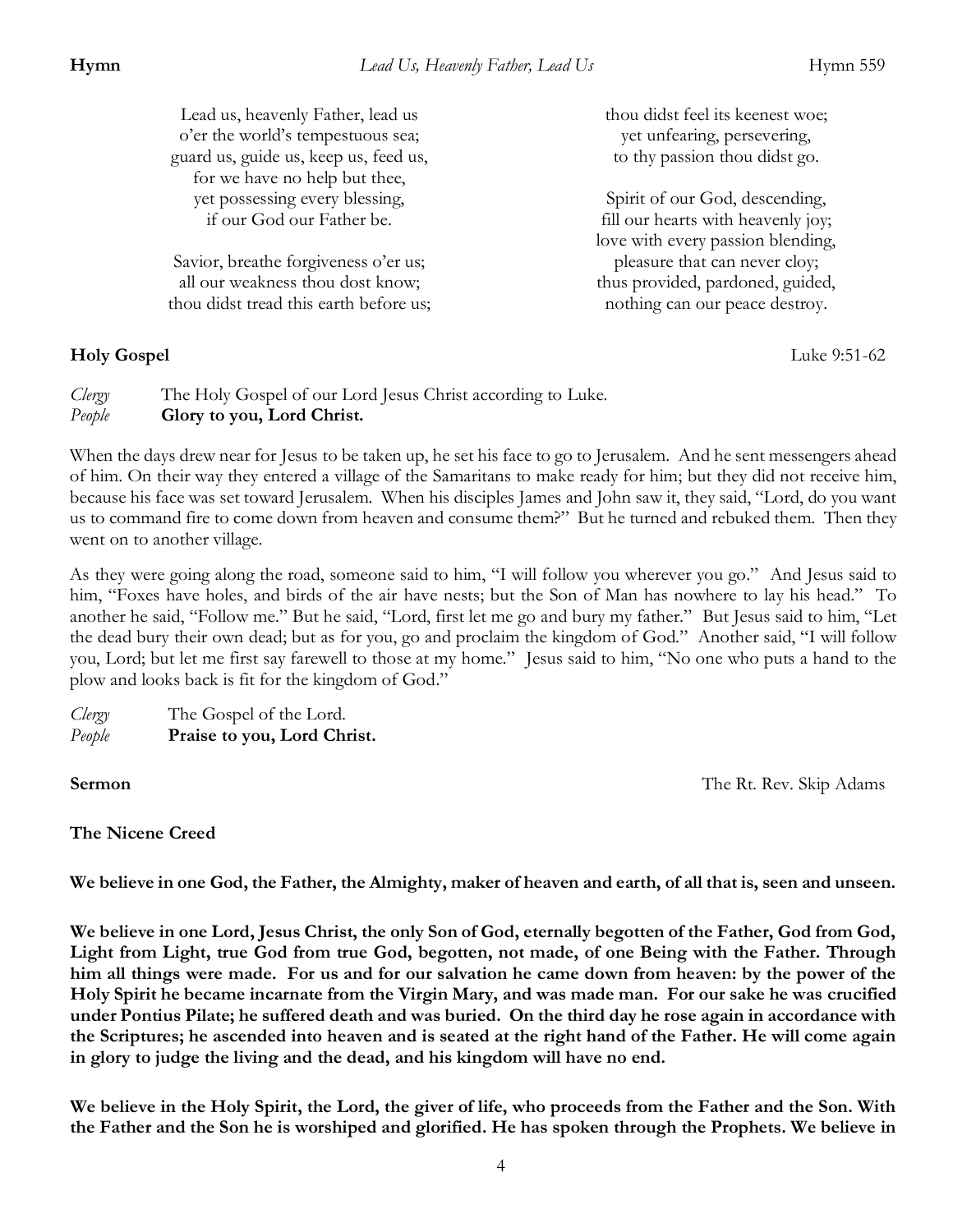**Hymn** *Lead Us, Heavenly Father, Lead Us* Hymn 559

Lead us, heavenly Father, lead us
o'er the world's tempestuous sea;
guard us, guide us, keep us, feed us,
for we have no help but thee,
yet possessing every blessing,
if our God our Father be.

Savior, breathe forgiveness o'er us;
all our weakness thou dost know;
thou didst tread this earth before us;
thou didst feel its keenest woe;
yet unfearing, persevering,
to thy passion thou didst go.

Spirit of our God, descending,
fill our hearts with heavenly joy;
love with every passion blending,
pleasure that can never cloy;
thus provided, pardoned, guided,
nothing can our peace destroy.

**Holy Gospel** Luke 9:51-62

*Clergy* The Holy Gospel of our Lord Jesus Christ according to Luke.
*People* **Glory to you, Lord Christ.**

When the days drew near for Jesus to be taken up, he set his face to go to Jerusalem. And he sent messengers ahead of him. On their way they entered a village of the Samaritans to make ready for him; but they did not receive him, because his face was set toward Jerusalem. When his disciples James and John saw it, they said, "Lord, do you want us to command fire to come down from heaven and consume them?" But he turned and rebuked them. Then they went on to another village.

As they were going along the road, someone said to him, "I will follow you wherever you go." And Jesus said to him, "Foxes have holes, and birds of the air have nests; but the Son of Man has nowhere to lay his head." To another he said, "Follow me." But he said, "Lord, first let me go and bury my father." But Jesus said to him, "Let the dead bury their own dead; but as for you, go and proclaim the kingdom of God." Another said, "I will follow you, Lord; but let me first say farewell to those at my home." Jesus said to him, "No one who puts a hand to the plow and looks back is fit for the kingdom of God."

*Clergy* The Gospel of the Lord.
*People* **Praise to you, Lord Christ.**

**Sermon** The Rt. Rev. Skip Adams

**The Nicene Creed**

**We believe in one God, the Father, the Almighty, maker of heaven and earth, of all that is, seen and unseen.**

**We believe in one Lord, Jesus Christ, the only Son of God, eternally begotten of the Father, God from God, Light from Light, true God from true God, begotten, not made, of one Being with the Father. Through him all things were made. For us and for our salvation he came down from heaven: by the power of the Holy Spirit he became incarnate from the Virgin Mary, and was made man. For our sake he was crucified under Pontius Pilate; he suffered death and was buried. On the third day he rose again in accordance with the Scriptures; he ascended into heaven and is seated at the right hand of the Father. He will come again in glory to judge the living and the dead, and his kingdom will have no end.**

**We believe in the Holy Spirit, the Lord, the giver of life, who proceeds from the Father and the Son. With the Father and the Son he is worshiped and glorified. He has spoken through the Prophets. We believe in**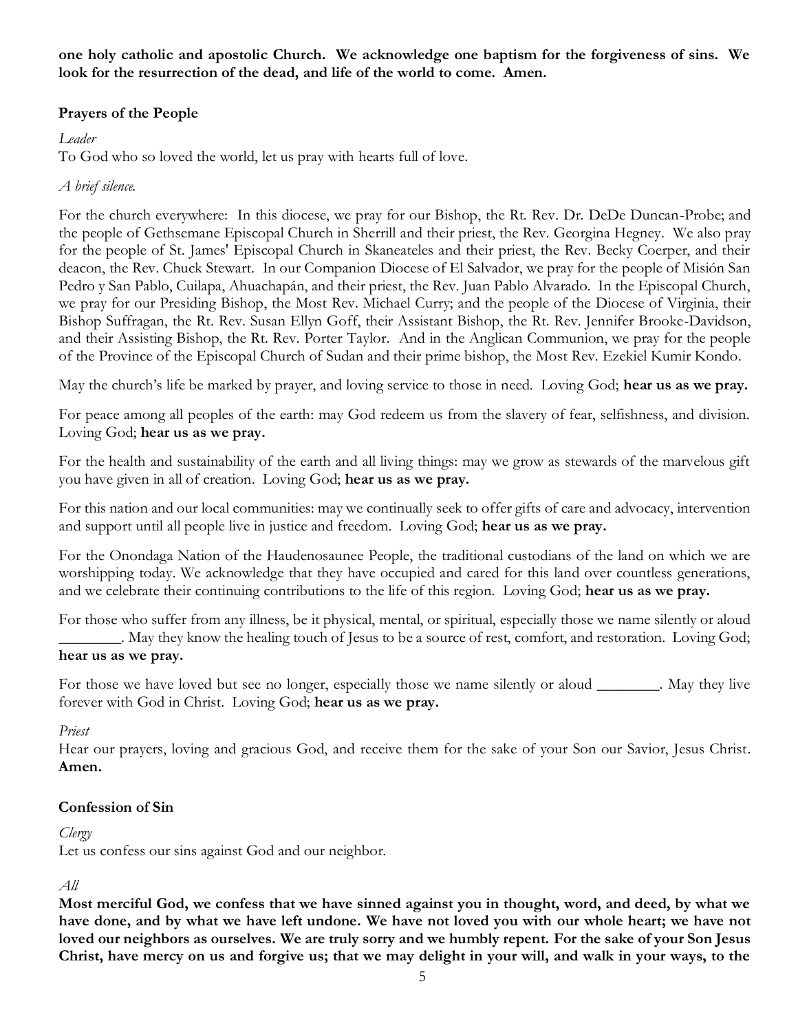**one holy catholic and apostolic Church. We acknowledge one baptism for the forgiveness of sins. We look for the resurrection of the dead, and life of the world to come. Amen.**

### Prayers of the People

*Leader*
To God who so loved the world, let us pray with hearts full of love.

*A brief silence.*

For the church everywhere: In this diocese, we pray for our Bishop, the Rt. Rev. Dr. DeDe Duncan-Probe; and the people of Gethsemane Episcopal Church in Sherrill and their priest, the Rev. Georgina Hegney. We also pray for the people of St. James' Episcopal Church in Skaneateles and their priest, the Rev. Becky Coerper, and their deacon, the Rev. Chuck Stewart. In our Companion Diocese of El Salvador, we pray for the people of Misión San Pedro y San Pablo, Cuilapa, Ahuachapán, and their priest, the Rev. Juan Pablo Alvarado. In the Episcopal Church, we pray for our Presiding Bishop, the Most Rev. Michael Curry; and the people of the Diocese of Virginia, their Bishop Suffragan, the Rt. Rev. Susan Ellyn Goff, their Assistant Bishop, the Rt. Rev. Jennifer Brooke-Davidson, and their Assisting Bishop, the Rt. Rev. Porter Taylor. And in the Anglican Communion, we pray for the people of the Province of the Episcopal Church of Sudan and their prime bishop, the Most Rev. Ezekiel Kumir Kondo.

May the church's life be marked by prayer, and loving service to those in need. Loving God; **hear us as we pray.**

For peace among all peoples of the earth: may God redeem us from the slavery of fear, selfishness, and division. Loving God; **hear us as we pray.**

For the health and sustainability of the earth and all living things: may we grow as stewards of the marvelous gift you have given in all of creation. Loving God; **hear us as we pray.**

For this nation and our local communities: may we continually seek to offer gifts of care and advocacy, intervention and support until all people live in justice and freedom. Loving God; **hear us as we pray.**

For the Onondaga Nation of the Haudenosaunee People, the traditional custodians of the land on which we are worshipping today. We acknowledge that they have occupied and cared for this land over countless generations, and we celebrate their continuing contributions to the life of this region. Loving God; **hear us as we pray.**

For those who suffer from any illness, be it physical, mental, or spiritual, especially those we name silently or aloud ________. May they know the healing touch of Jesus to be a source of rest, comfort, and restoration. Loving God; **hear us as we pray.**

For those we have loved but see no longer, especially those we name silently or aloud ________. May they live forever with God in Christ. Loving God; **hear us as we pray.**

*Priest*
Hear our prayers, loving and gracious God, and receive them for the sake of your Son our Savior, Jesus Christ. **Amen.**

### Confession of Sin

*Clergy*
Let us confess our sins against God and our neighbor.

*All*
**Most merciful God, we confess that we have sinned against you in thought, word, and deed, by what we have done, and by what we have left undone. We have not loved you with our whole heart; we have not loved our neighbors as ourselves. We are truly sorry and we humbly repent. For the sake of your Son Jesus Christ, have mercy on us and forgive us; that we may delight in your will, and walk in your ways, to the**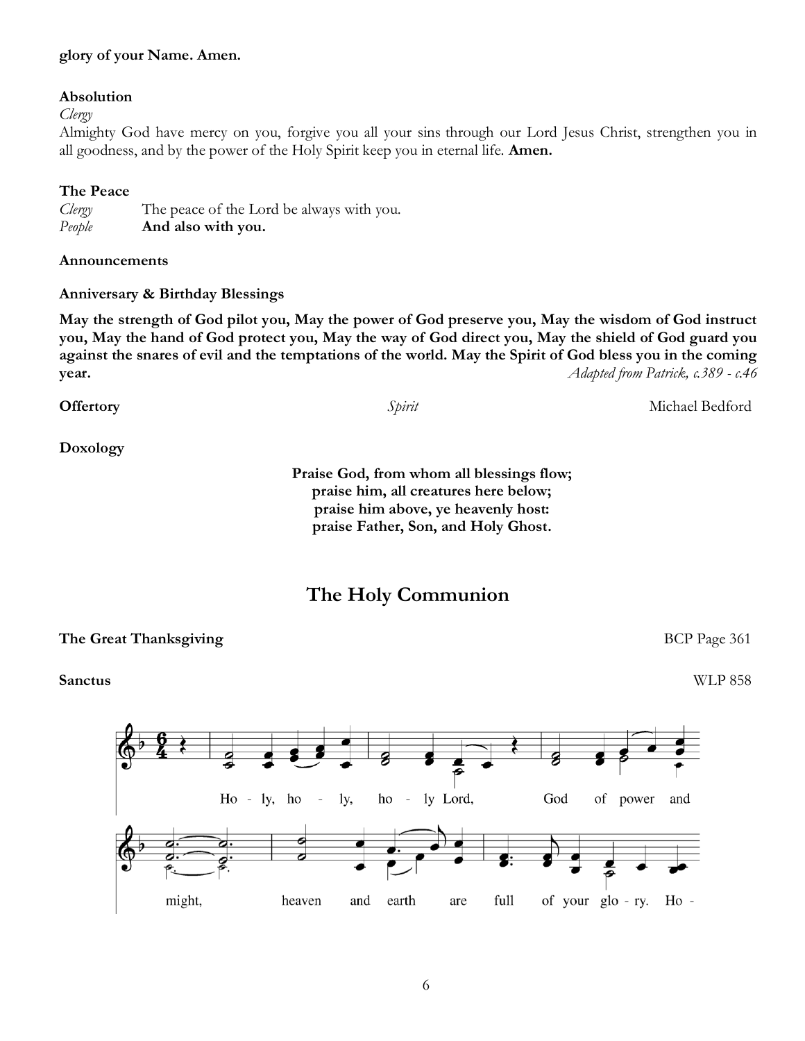**glory of your Name. Amen.**

**Absolution**

*Clergy*

Almighty God have mercy on you, forgive you all your sins through our Lord Jesus Christ, strengthen you in all goodness, and by the power of the Holy Spirit keep you in eternal life. **Amen.**

**The Peace**

*Clergy* The peace of the Lord be always with you.
*People* **And also with you.**

**Announcements**

**Anniversary & Birthday Blessings**

**May the strength of God pilot you, May the power of God preserve you, May the wisdom of God instruct you, May the hand of God protect you, May the way of God direct you, May the shield of God guard you against the snares of evil and the temptations of the world. May the Spirit of God bless you in the coming year.** *Adapted from Patrick, c.389 - c.46*

**Offertory** *Spirit* Michael Bedford

**Doxology**

**Praise God, from whom all blessings flow;**
**praise him, all creatures here below;**
**praise him above, ye heavenly host:**
**praise Father, Son, and Holy Ghost.**

## The Holy Communion

**The Great Thanksgiving** BCP Page 361

**Sanctus** WLP 858

Ho - ly, ho - ly, ho - ly Lord, God of power and might, heaven and earth are full of your glo - ry. Ho -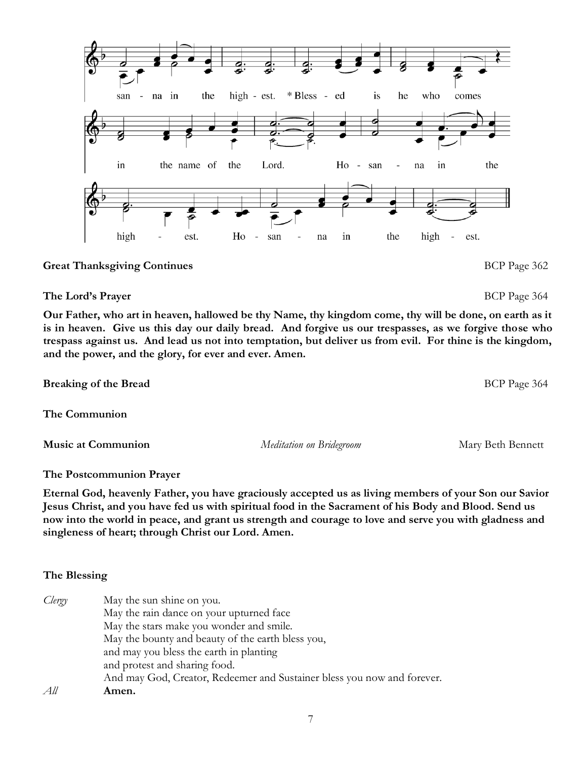san - na in the high - est. * Bless - ed is he who comes

in the name of the Lord. Ho - san - na in the

high - est. Ho - san - na in the high - est.

**Great Thanksgiving Continues** BCP Page 362

**The Lord's Prayer** BCP Page 364

**Our Father, who art in heaven, hallowed be thy Name, thy kingdom come, thy will be done, on earth as it is in heaven. Give us this day our daily bread. And forgive us our trespasses, as we forgive those who trespass against us. And lead us not into temptation, but deliver us from evil. For thine is the kingdom, and the power, and the glory, for ever and ever. Amen.**

**Breaking of the Bread** BCP Page 364

**The Communion**

**Music at Communion** *Meditation on Bridegroom* Mary Beth Bennett

**The Postcommunion Prayer**

**Eternal God, heavenly Father, you have graciously accepted us as living members of your Son our Savior Jesus Christ, and you have fed us with spiritual food in the Sacrament of his Body and Blood. Send us now into the world in peace, and grant us strength and courage to love and serve you with gladness and singleness of heart; through Christ our Lord. Amen.**

**The Blessing**

*Clergy* May the sun shine on you.
May the rain dance on your upturned face
May the stars make you wonder and smile.
May the bounty and beauty of the earth bless you,
and may you bless the earth in planting
and protest and sharing food.
And may God, Creator, Redeemer and Sustainer bless you now and forever.

*All* **Amen.**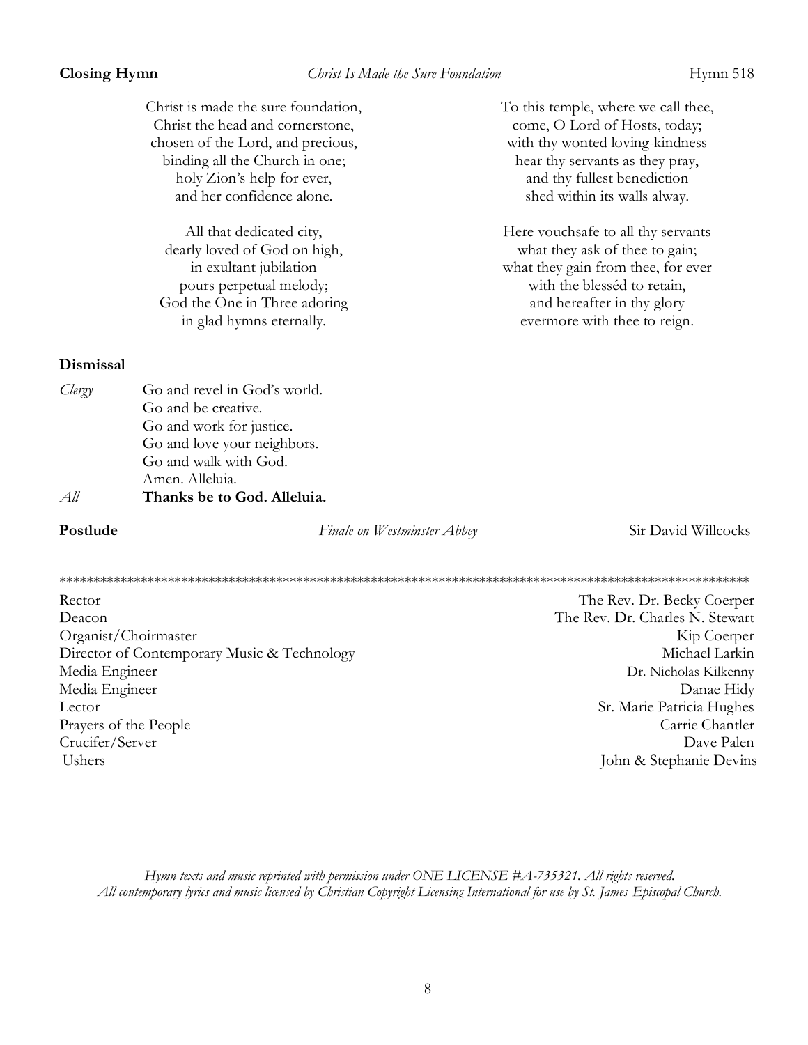**Closing Hymn** *Christ Is Made the Sure Foundation* Hymn 518

Christ is made the sure foundation,
Christ the head and cornerstone,
chosen of the Lord, and precious,
binding all the Church in one;
holy Zion's help for ever,
and her confidence alone.

All that dedicated city,
dearly loved of God on high,
in exultant jubilation
pours perpetual melody;
God the One in Three adoring
in glad hymns eternally.

To this temple, where we call thee,
come, O Lord of Hosts, today;
with thy wonted loving-kindness
hear thy servants as they pray,
and thy fullest benediction
shed within its walls alway.

Here vouchsafe to all thy servants
what they ask of thee to gain;
what they gain from thee, for ever
with the blesséd to retain,
and hereafter in thy glory
evermore with thee to reign.

**Dismissal**

*Clergy* Go and revel in God's world.
Go and be creative.
Go and work for justice.
Go and love your neighbors.
Go and walk with God.
Amen. Alleluia.

*All* **Thanks be to God. Alleluia.**

**Postlude** *Finale on Westminster Abbey* Sir David Willcocks

*************************************************************************************************************

| | |
|---|---|
| Rector | The Rev. Dr. Becky Coerper |
| Deacon | The Rev. Dr. Charles N. Stewart |
| Organist/Choirmaster | Kip Coerper |
| Director of Contemporary Music & Technology | Michael Larkin |
| Media Engineer | Dr. Nicholas Kilkenny |
| Media Engineer | Danae Hidy |
| Lector | Sr. Marie Patricia Hughes |
| Prayers of the People | Carrie Chantler |
| Crucifer/Server | Dave Palen |
| Ushers | John & Stephanie Devins |

*Hymn texts and music reprinted with permission under ONE LICENSE #A-735321. All rights reserved.*
*All contemporary lyrics and music licensed by Christian Copyright Licensing International for use by St. James Episcopal Church.*